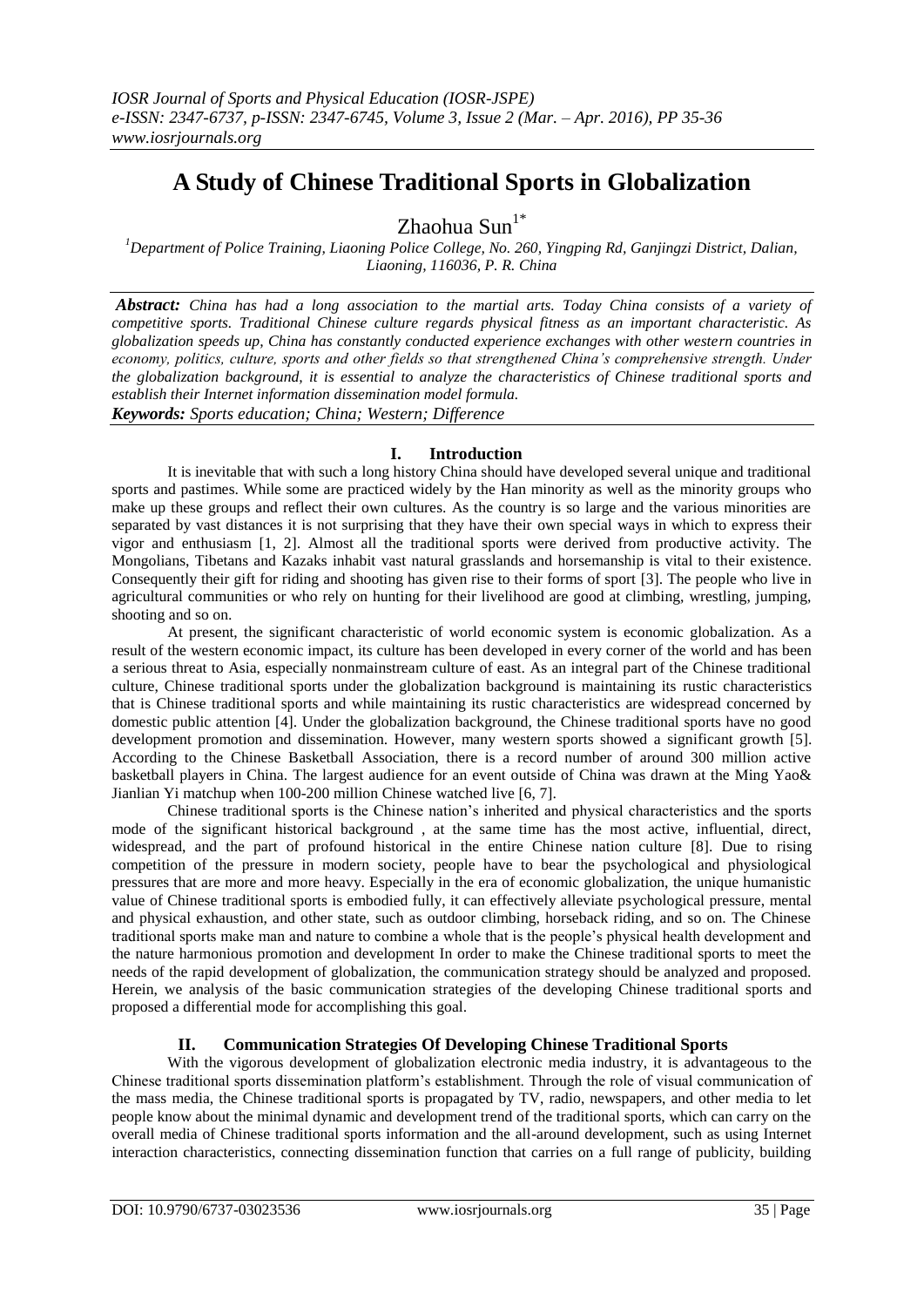# A Study of Chinese Traditional Sports in Globalization

Zhaohua Sun[1*]

[1]Department of Police Training, Liaoning Police College, No. 260, Yingping Rd, Ganjingzi District, Dalian, Liaoning, 116036, P. R. China

***Abstract:*** *China has had a long association to the martial arts. Today China consists of a variety of competitive sports. Traditional Chinese culture regards physical fitness as an important characteristic. As globalization speeds up, China has constantly conducted experience exchanges with other western countries in economy, politics, culture, sports and other fields so that strengthened China's comprehensive strength. Under the globalization background, it is essential to analyze the characteristics of Chinese traditional sports and establish their Internet information dissemination model formula.*

***Keywords:*** *Sports education; China; Western; Difference*

## I. Introduction

It is inevitable that with such a long history China should have developed several unique and traditional sports and pastimes. While some are practiced widely by the Han minority as well as the minority groups who make up these groups and reflect their own cultures. As the country is so large and the various minorities are separated by vast distances it is not surprising that they have their own special ways in which to express their vigor and enthusiasm [1, 2]. Almost all the traditional sports were derived from productive activity. The Mongolians, Tibetans and Kazaks inhabit vast natural grasslands and horsemanship is vital to their existence. Consequently their gift for riding and shooting has given rise to their forms of sport [3]. The people who live in agricultural communities or who rely on hunting for their livelihood are good at climbing, wrestling, jumping, shooting and so on.

At present, the significant characteristic of world economic system is economic globalization. As a result of the western economic impact, its culture has been developed in every corner of the world and has been a serious threat to Asia, especially nonmainstream culture of east. As an integral part of the Chinese traditional culture, Chinese traditional sports under the globalization background is maintaining its rustic characteristics that is Chinese traditional sports and while maintaining its rustic characteristics are widespread concerned by domestic public attention [4]. Under the globalization background, the Chinese traditional sports have no good development promotion and dissemination. However, many western sports showed a significant growth [5]. According to the Chinese Basketball Association, there is a record number of around 300 million active basketball players in China. The largest audience for an event outside of China was drawn at the Ming Yao& Jianlian Yi matchup when 100-200 million Chinese watched live [6, 7].

Chinese traditional sports is the Chinese nation's inherited and physical characteristics and the sports mode of the significant historical background , at the same time has the most active, influential, direct, widespread, and the part of profound historical in the entire Chinese nation culture [8]. Due to rising competition of the pressure in modern society, people have to bear the psychological and physiological pressures that are more and more heavy. Especially in the era of economic globalization, the unique humanistic value of Chinese traditional sports is embodied fully, it can effectively alleviate psychological pressure, mental and physical exhaustion, and other state, such as outdoor climbing, horseback riding, and so on. The Chinese traditional sports make man and nature to combine a whole that is the people's physical health development and the nature harmonious promotion and development In order to make the Chinese traditional sports to meet the needs of the rapid development of globalization, the communication strategy should be analyzed and proposed. Herein, we analysis of the basic communication strategies of the developing Chinese traditional sports and proposed a differential mode for accomplishing this goal.

## II. Communication Strategies Of Developing Chinese Traditional Sports

With the vigorous development of globalization electronic media industry, it is advantageous to the Chinese traditional sports dissemination platform's establishment. Through the role of visual communication of the mass media, the Chinese traditional sports is propagated by TV, radio, newspapers, and other media to let people know about the minimal dynamic and development trend of the traditional sports, which can carry on the overall media of Chinese traditional sports information and the all-around development, such as using Internet interaction characteristics, connecting dissemination function that carries on a full range of publicity, building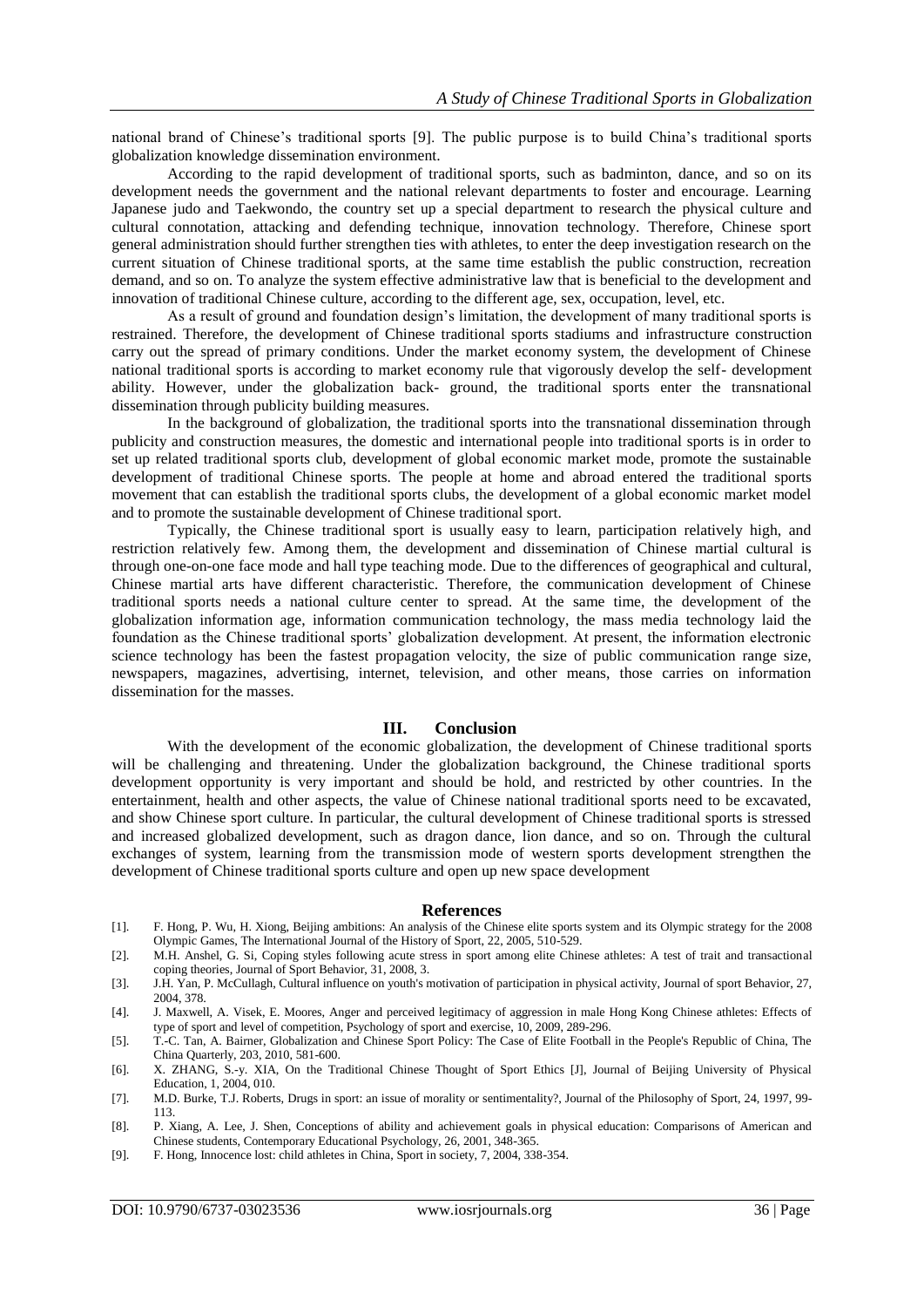national brand of Chinese's traditional sports [9]. The public purpose is to build China's traditional sports globalization knowledge dissemination environment.

According to the rapid development of traditional sports, such as badminton, dance, and so on its development needs the government and the national relevant departments to foster and encourage. Learning Japanese judo and Taekwondo, the country set up a special department to research the physical culture and cultural connotation, attacking and defending technique, innovation technology. Therefore, Chinese sport general administration should further strengthen ties with athletes, to enter the deep investigation research on the current situation of Chinese traditional sports, at the same time establish the public construction, recreation demand, and so on. To analyze the system effective administrative law that is beneficial to the development and innovation of traditional Chinese culture, according to the different age, sex, occupation, level, etc.

As a result of ground and foundation design's limitation, the development of many traditional sports is restrained. Therefore, the development of Chinese traditional sports stadiums and infrastructure construction carry out the spread of primary conditions. Under the market economy system, the development of Chinese national traditional sports is according to market economy rule that vigorously develop the self- development ability. However, under the globalization back- ground, the traditional sports enter the transnational dissemination through publicity building measures.

In the background of globalization, the traditional sports into the transnational dissemination through publicity and construction measures, the domestic and international people into traditional sports is in order to set up related traditional sports club, development of global economic market mode, promote the sustainable development of traditional Chinese sports. The people at home and abroad entered the traditional sports movement that can establish the traditional sports clubs, the development of a global economic market model and to promote the sustainable development of Chinese traditional sport.

Typically, the Chinese traditional sport is usually easy to learn, participation relatively high, and restriction relatively few. Among them, the development and dissemination of Chinese martial cultural is through one-on-one face mode and hall type teaching mode. Due to the differences of geographical and cultural, Chinese martial arts have different characteristic. Therefore, the communication development of Chinese traditional sports needs a national culture center to spread. At the same time, the development of the globalization information age, information communication technology, the mass media technology laid the foundation as the Chinese traditional sports' globalization development. At present, the information electronic science technology has been the fastest propagation velocity, the size of public communication range size, newspapers, magazines, advertising, internet, television, and other means, those carries on information dissemination for the masses.

## III. Conclusion

With the development of the economic globalization, the development of Chinese traditional sports will be challenging and threatening. Under the globalization background, the Chinese traditional sports development opportunity is very important and should be hold, and restricted by other countries. In the entertainment, health and other aspects, the value of Chinese national traditional sports need to be excavated, and show Chinese sport culture. In particular, the cultural development of Chinese traditional sports is stressed and increased globalized development, such as dragon dance, lion dance, and so on. Through the cultural exchanges of system, learning from the transmission mode of western sports development strengthen the development of Chinese traditional sports culture and open up new space development

## References

[1]. F. Hong, P. Wu, H. Xiong, Beijing ambitions: An analysis of the Chinese elite sports system and its Olympic strategy for the 2008 Olympic Games, The International Journal of the History of Sport, 22, 2005, 510-529.

[2]. M.H. Anshel, G. Si, Coping styles following acute stress in sport among elite Chinese athletes: A test of trait and transactional coping theories, Journal of Sport Behavior, 31, 2008, 3.

[3]. J.H. Yan, P. McCullagh, Cultural influence on youth's motivation of participation in physical activity, Journal of sport Behavior, 27, 2004, 378.

[4]. J. Maxwell, A. Visek, E. Moores, Anger and perceived legitimacy of aggression in male Hong Kong Chinese athletes: Effects of type of sport and level of competition, Psychology of sport and exercise, 10, 2009, 289-296.

[5]. T.-C. Tan, A. Bairner, Globalization and Chinese Sport Policy: The Case of Elite Football in the People's Republic of China, The China Quarterly, 203, 2010, 581-600.

[6]. X. ZHANG, S.-y. XIA, On the Traditional Chinese Thought of Sport Ethics [J], Journal of Beijing University of Physical Education, 1, 2004, 010.

[7]. M.D. Burke, T.J. Roberts, Drugs in sport: an issue of morality or sentimentality?, Journal of the Philosophy of Sport, 24, 1997, 99-113.

[8]. P. Xiang, A. Lee, J. Shen, Conceptions of ability and achievement goals in physical education: Comparisons of American and Chinese students, Contemporary Educational Psychology, 26, 2001, 348-365.

[9]. F. Hong, Innocence lost: child athletes in China, Sport in society, 7, 2004, 338-354.